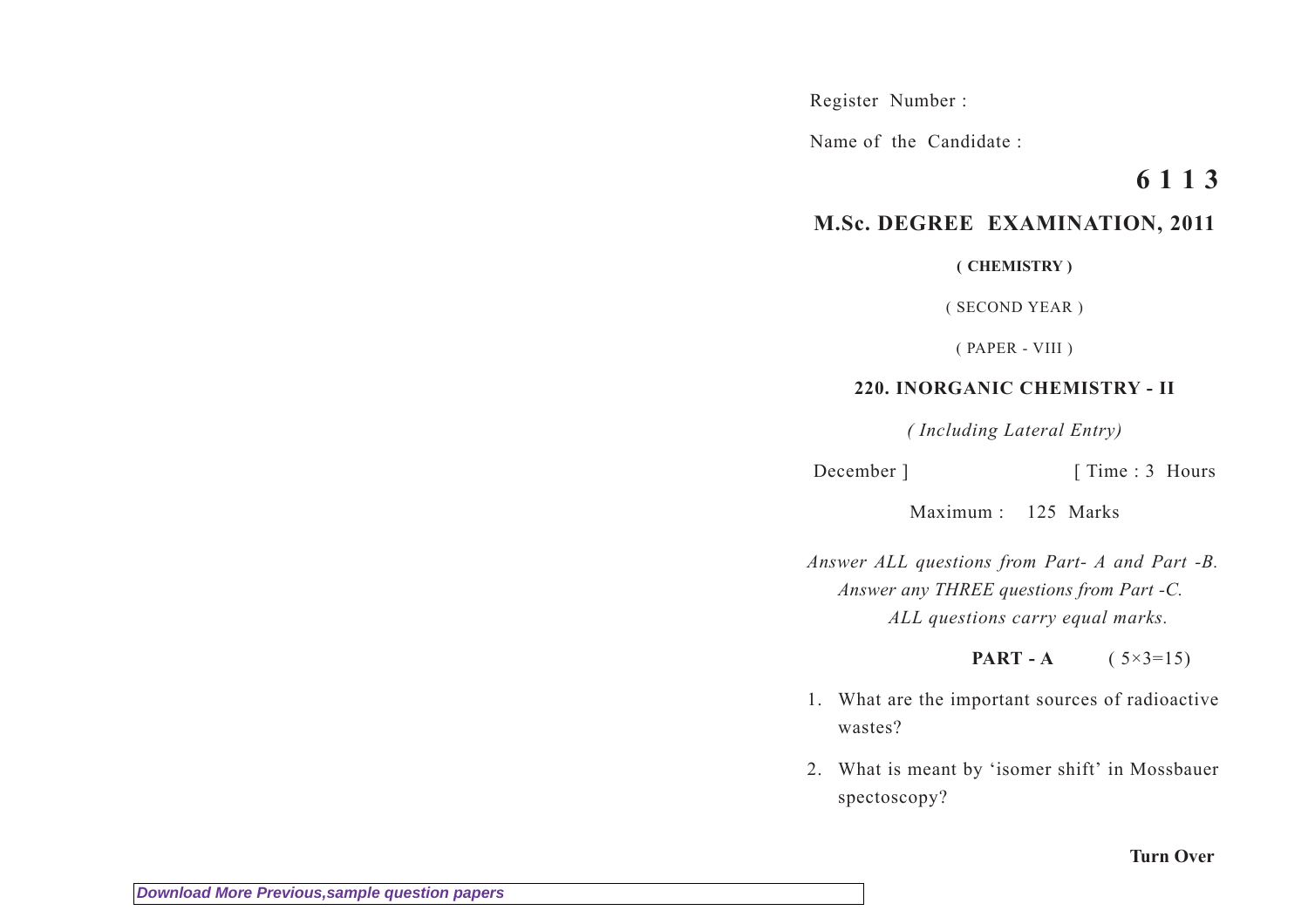Register Number :

Name of the Candidate :

**6113**

## M.Sc. DEGREE EXAMINATION, 2011

**( CHEMISTRY )**

( SECOND YEAR )

( PAPER - VIII )

### 220. INORGANIC CHEMISTRY - II

*( Including Lateral Entry)*

December ] [ Time : 3 Hours

Maximum : 125 Marks

*Answer ALL questions from Part- A and Part -B.*
*Answer any THREE questions from Part -C.*
*ALL questions carry equal marks.*

**PART - A** ( 5×3=15)

1. What are the important sources of radioactive wastes?

2. What is meant by 'isomer shift' in Mossbauer spectoscopy?

**Turn Over**

Download More Previous,sample question papers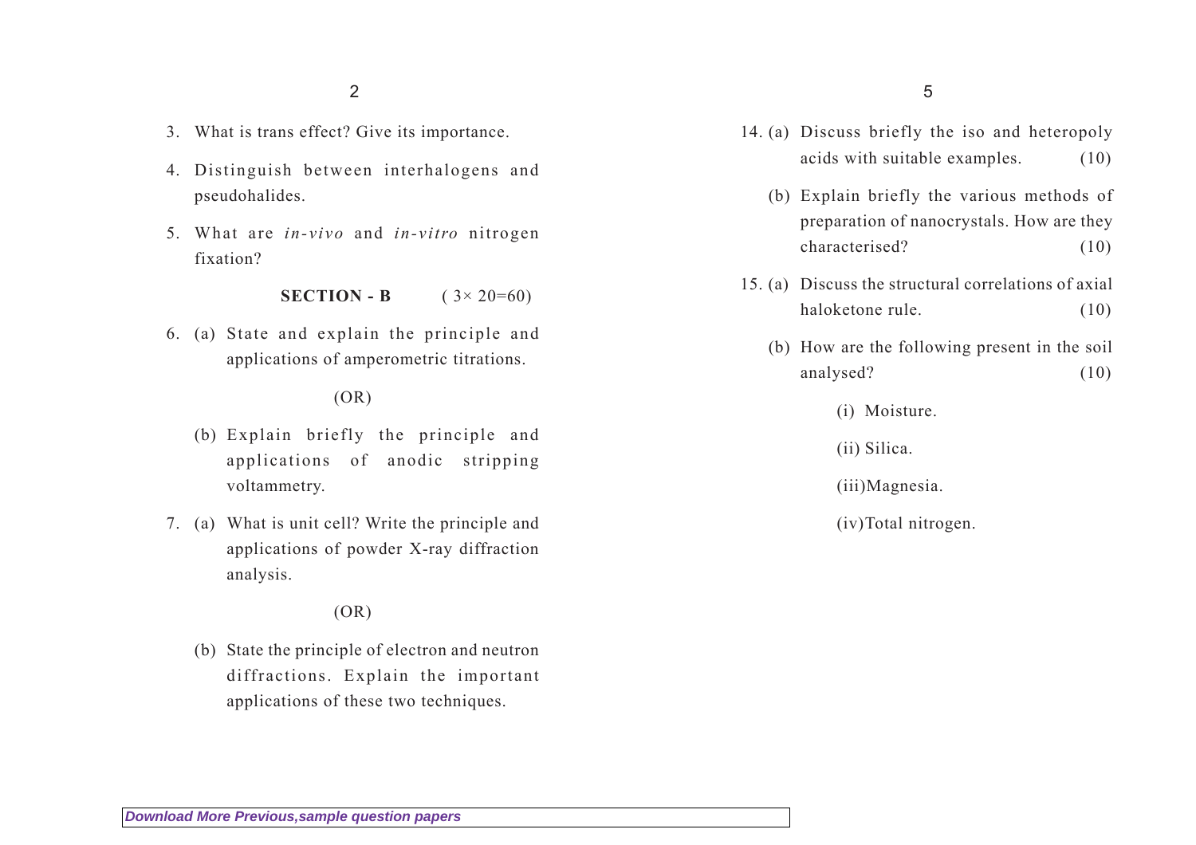3. What is trans effect? Give its importance.

4. Distinguish between interhalogens and pseudohalides.

5. What are *in-vivo* and *in-vitro* nitrogen fixation?

**SECTION - B** ( $3\times 20=60$ )

6. (a) State and explain the principle and applications of amperometric titrations.

   (OR)

   (b) Explain briefly the principle and applications of anodic stripping voltammetry.

7. (a) What is unit cell? Write the principle and applications of powder X-ray diffraction analysis.

   (OR)

   (b) State the principle of electron and neutron diffractions. Explain the important applications of these two techniques.

14. (a) Discuss briefly the iso and heteropoly acids with suitable examples. (10)

    (b) Explain briefly the various methods of preparation of nanocrystals. How are they characterised? (10)

15. (a) Discuss the structural correlations of axial haloketone rule. (10)

    (b) How are the following present in the soil analysed? (10)

    (i) Moisture.

    (ii) Silica.

    (iii) Magnesia.

    (iv) Total nitrogen.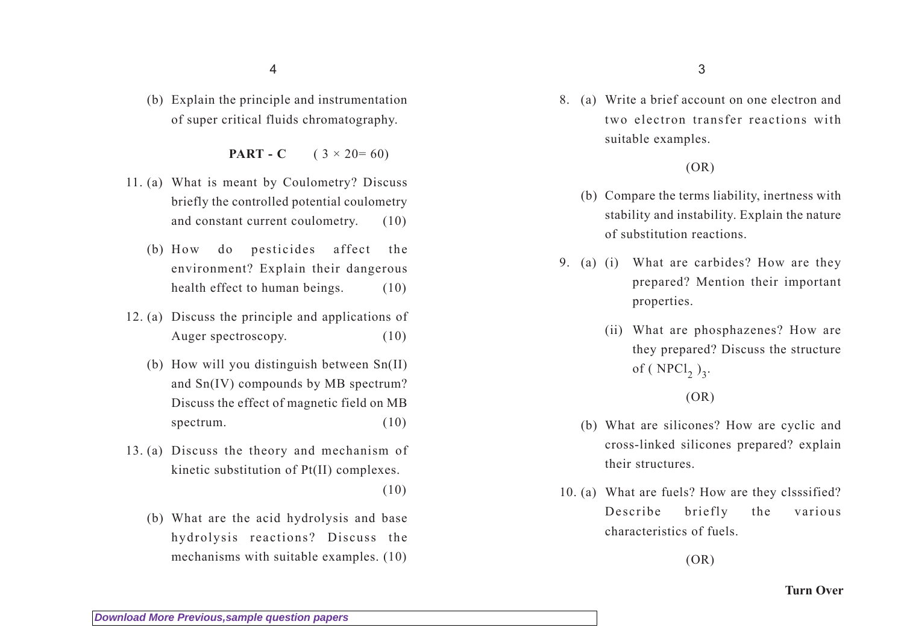8. (a) Write a brief account on one electron and two electron transfer reactions with suitable examples.

(OR)

(b) Compare the terms liability, inertness with stability and instability. Explain the nature of substitution reactions.

9. (a) (i) What are carbides? How are they prepared? Mention their important properties.

(ii) What are phosphazenes? How are they prepared? Discuss the structure of $(NPCl_2)_3$.

(OR)

(b) What are silicones? How are cyclic and cross-linked silicones prepared? explain their structures.

10. (a) What are fuels? How are they clsssified? Describe briefly the various characteristics of fuels.

(OR)

(b) Explain the principle and instrumentation of super critical fluids chromatography.

**PART - C** ( 3 × 20= 60)

11. (a) What is meant by Coulometry? Discuss briefly the controlled potential coulometry and constant current coulometry. (10)

(b) How do pesticides affect the environment? Explain their dangerous health effect to human beings. (10)

12. (a) Discuss the principle and applications of Auger spectroscopy. (10)

(b) How will you distinguish between Sn(II) and Sn(IV) compounds by MB spectrum? Discuss the effect of magnetic field on MB spectrum. (10)

13. (a) Discuss the theory and mechanism of kinetic substitution of Pt(II) complexes. (10)

(b) What are the acid hydrolysis and base hydrolysis reactions? Discuss the mechanisms with suitable examples. (10)

Download More Previous,sample question papers